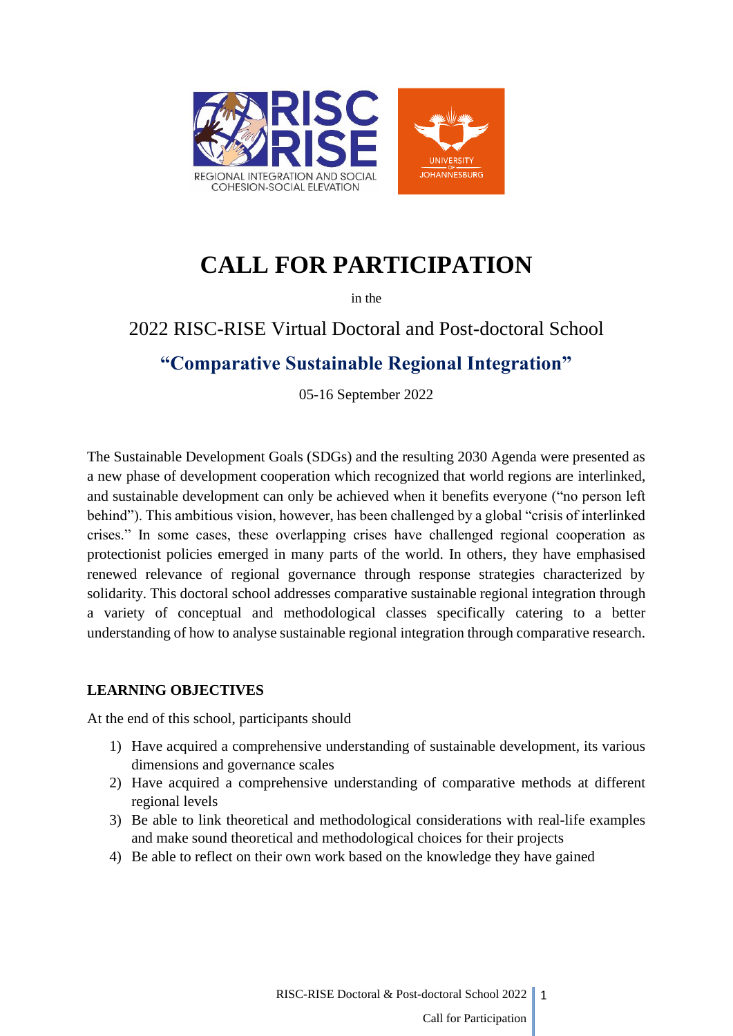# CALL FOR PARTICIPATION

in the

## 2022 RISC-RISE Virtual Doctoral and Post-doctoral School

## "Comparative Sustainable Regional Integration"

05-16 September 2022

The Sustainable Development Goals (SDGs) and the resulting 2030 Agenda were presented as a new phase of development cooperation which recognized that world regions are interlinked, and sustainable development can only be achieved when it benefits everyone ("no person left behind"). This ambitious vision, however, has been challenged by a global "crisis of interlinked crises." In some cases, these overlapping crises have challenged regional cooperation as protectionist policies emerged in many parts of the world. In others, they have emphasised renewed relevance of regional governance through response strategies characterized by solidarity. This doctoral school addresses comparative sustainable regional integration through a variety of conceptual and methodological classes specifically catering to a better understanding of how to analyse sustainable regional integration through comparative research.

### LEARNING OBJECTIVES

At the end of this school, participants should

1) Have acquired a comprehensive understanding of sustainable development, its various dimensions and governance scales
2) Have acquired a comprehensive understanding of comparative methods at different regional levels
3) Be able to link theoretical and methodological considerations with real-life examples and make sound theoretical and methodological choices for their projects
4) Be able to reflect on their own work based on the knowledge they have gained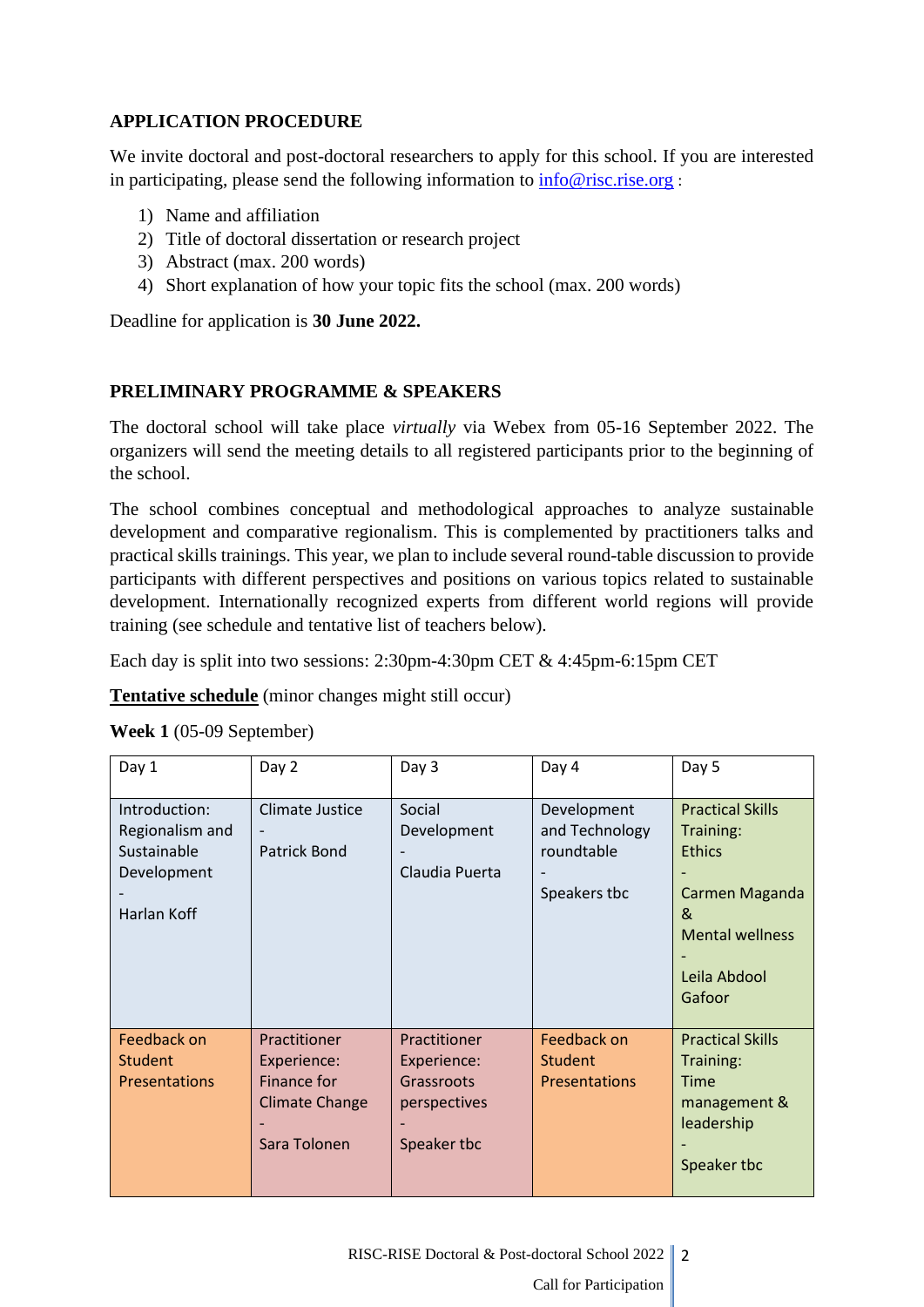## APPLICATION PROCEDURE

We invite doctoral and post-doctoral researchers to apply for this school. If you are interested in participating, please send the following information to info@risc.rise.org :

1) Name and affiliation
2) Title of doctoral dissertation or research project
3) Abstract (max. 200 words)
4) Short explanation of how your topic fits the school (max. 200 words)

Deadline for application is **30 June 2022.**

## PRELIMINARY PROGRAMME & SPEAKERS

The doctoral school will take place *virtually* via Webex from 05-16 September 2022. The organizers will send the meeting details to all registered participants prior to the beginning of the school.

The school combines conceptual and methodological approaches to analyze sustainable development and comparative regionalism. This is complemented by practitioners talks and practical skills trainings. This year, we plan to include several round-table discussion to provide participants with different perspectives and positions on various topics related to sustainable development. Internationally recognized experts from different world regions will provide training (see schedule and tentative list of teachers below).

Each day is split into two sessions: 2:30pm-4:30pm CET & 4:45pm-6:15pm CET

**Tentative schedule** (minor changes might still occur)

**Week 1** (05-09 September)

| Day 1 | Day 2 | Day 3 | Day 4 | Day 5 |
|---|---|---|---|---|
| Introduction: Regionalism and Sustainable Development - Harlan Koff | Climate Justice - Patrick Bond | Social Development - Claudia Puerta | Development and Technology roundtable - Speakers tbc | Practical Skills Training: Ethics - Carmen Maganda & Mental wellness - Leila Abdool Gafoor |
| Feedback on Student Presentations | Practitioner Experience: Finance for Climate Change - Sara Tolonen | Practitioner Experience: Grassroots perspectives - Speaker tbc | Feedback on Student Presentations | Practical Skills Training: Time management & leadership - Speaker tbc |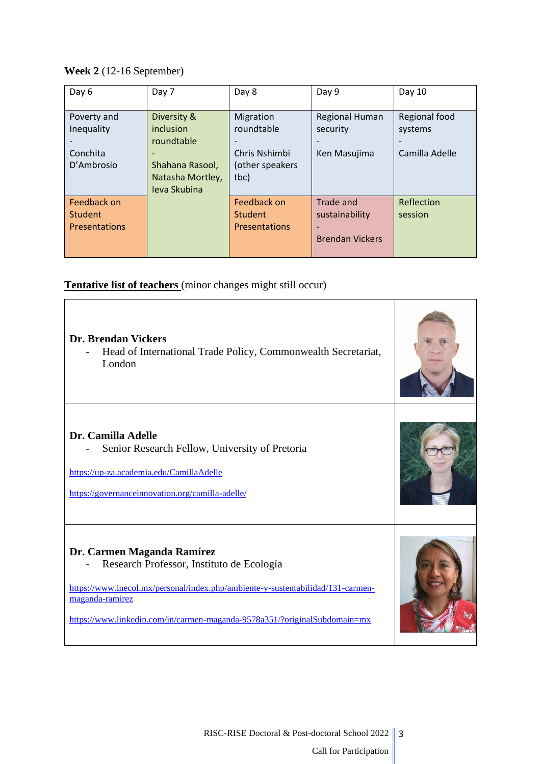**Week 2** (12-16 September)

| Day 6 | Day 7 | Day 8 | Day 9 | Day 10 |
|---|---|---|---|---|
| Poverty and Inequality<br>-<br>Conchita D'Ambrosio | Diversity & inclusion roundtable<br>-<br>Shahana Rasool, Natasha Mortley, Ieva Skubina | Migration roundtable<br>-<br>Chris Nshimbi (other speakers tbc) | Regional Human security<br>-<br>Ken Masujima | Regional food systems<br>-<br>Camilla Adelle |
| Feedback on Student Presentations | | Feedback on Student Presentations | Trade and sustainability<br>-<br>Brendan Vickers | Reflection session |

**Tentative list of teachers** (minor changes might still occur)

**Dr. Brendan Vickers**

- Head of International Trade Policy, Commonwealth Secretariat, London

**Dr. Camilla Adelle**

- Senior Research Fellow, University of Pretoria

https://up-za.academia.edu/CamillaAdelle

https://governanceinnovation.org/camilla-adelle/

**Dr. Carmen Maganda Ramírez**

- Research Professor, Instituto de Ecología

https://www.inecol.mx/personal/index.php/ambiente-y-sustentabilidad/131-carmen-maganda-ramirez

https://www.linkedin.com/in/carmen-maganda-9578a351/?originalSubdomain=mx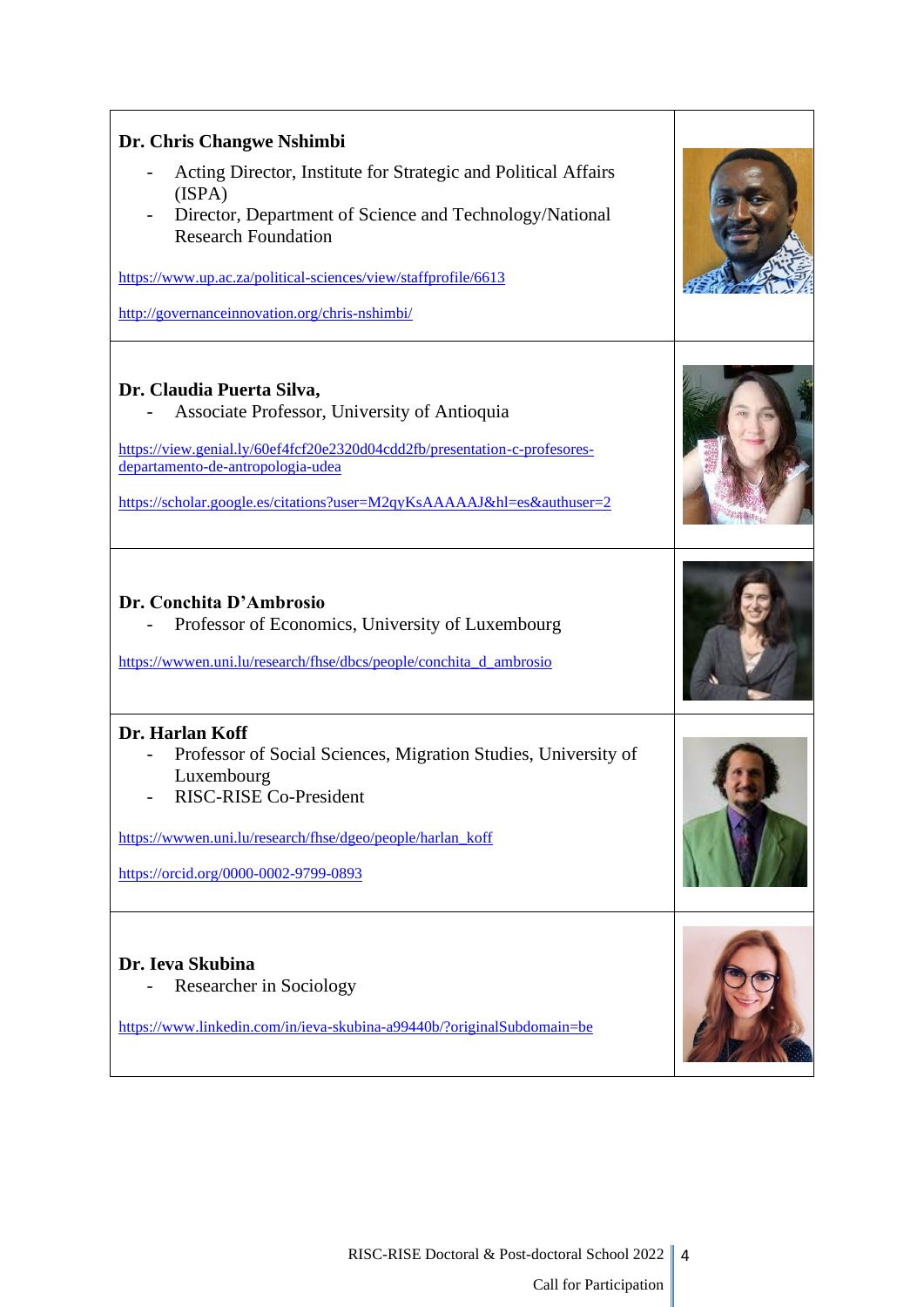**Dr. Chris Changwe Nshimbi**

- Acting Director, Institute for Strategic and Political Affairs (ISPA)
- Director, Department of Science and Technology/National Research Foundation

https://www.up.ac.za/political-sciences/view/staffprofile/6613

http://governanceinnovation.org/chris-nshimbi/

**Dr. Claudia Puerta Silva,**

- Associate Professor, University of Antioquia

https://view.genial.ly/60ef4fcf20e2320d04cdd2fb/presentation-c-profesores-departamento-de-antropologia-udea

https://scholar.google.es/citations?user=M2qyKsAAAAAJ&hl=es&authuser=2

**Dr. Conchita D'Ambrosio**

- Professor of Economics, University of Luxembourg

https://wwwen.uni.lu/research/fhse/dbcs/people/conchita_d_ambrosio

**Dr. Harlan Koff**

- Professor of Social Sciences, Migration Studies, University of Luxembourg
- RISC-RISE Co-President

https://wwwen.uni.lu/research/fhse/dgeo/people/harlan_koff

https://orcid.org/0000-0002-9799-0893

**Dr. Ieva Skubina**

- Researcher in Sociology

https://www.linkedin.com/in/ieva-skubina-a99440b/?originalSubdomain=be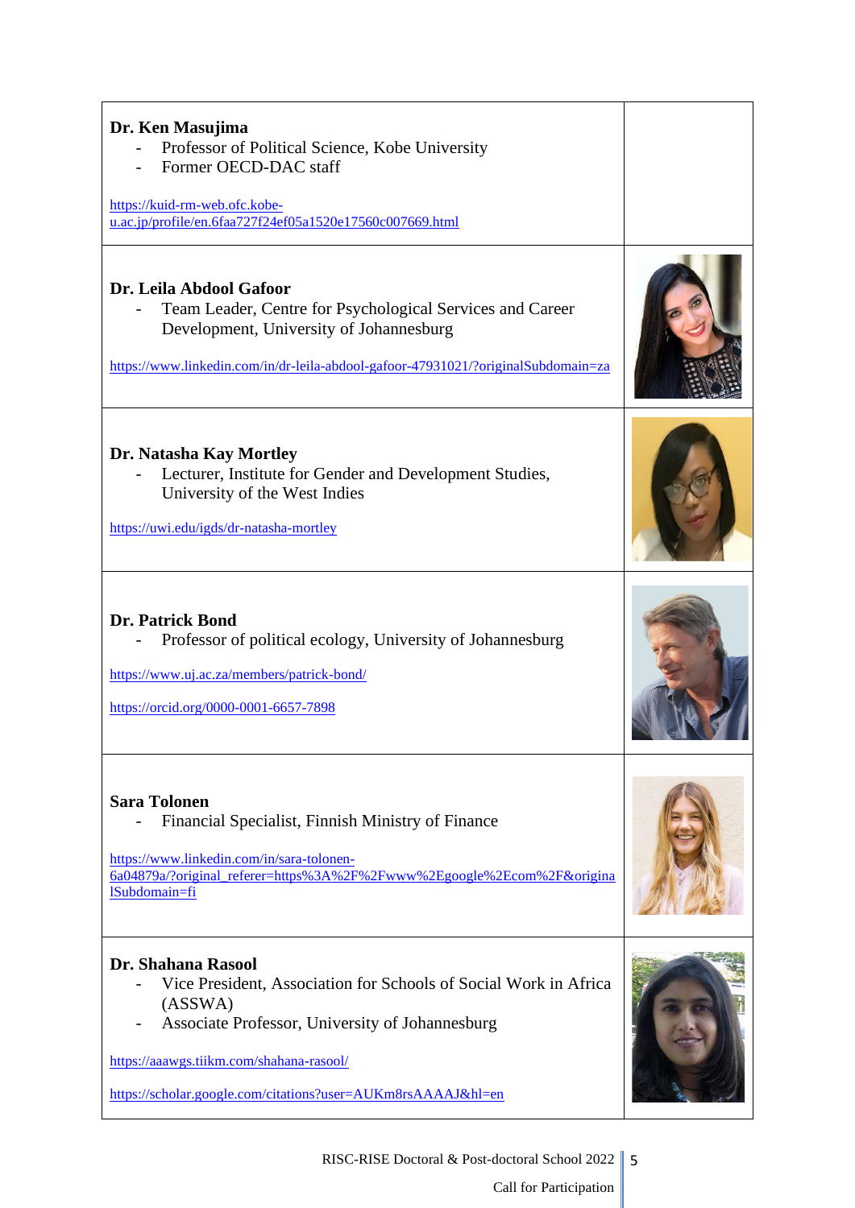| | |
|---|---|
| **Dr. Ken Masujima**<br>- Professor of Political Science, Kobe University<br>- Former OECD-DAC staff<br><br>https://kuid-rm-web.ofc.kobe-u.ac.jp/profile/en.6faa727f24ef05a1520e17560c007669.html | |
| **Dr. Leila Abdool Gafoor**<br>- Team Leader, Centre for Psychological Services and Career Development, University of Johannesburg<br><br>https://www.linkedin.com/in/dr-leila-abdool-gafoor-47931021/?originalSubdomain=za | |
| **Dr. Natasha Kay Mortley**<br>- Lecturer, Institute for Gender and Development Studies, University of the West Indies<br><br>https://uwi.edu/igds/dr-natasha-mortley | |
| **Dr. Patrick Bond**<br>- Professor of political ecology, University of Johannesburg<br><br>https://www.uj.ac.za/members/patrick-bond/<br><br>https://orcid.org/0000-0001-6657-7898 | |
| **Sara Tolonen**<br>- Financial Specialist, Finnish Ministry of Finance<br><br>https://www.linkedin.com/in/sara-tolonen-6a04879a/?original_referer=https%3A%2F%2Fwww%2Egoogle%2Ecom%2F&originalSubdomain=fi | |
| **Dr. Shahana Rasool**<br>- Vice President, Association for Schools of Social Work in Africa (ASSWA)<br>- Associate Professor, University of Johannesburg<br><br>https://aaawgs.tiikm.com/shahana-rasool/<br><br>https://scholar.google.com/citations?user=AUKm8rsAAAAJ&hl=en | |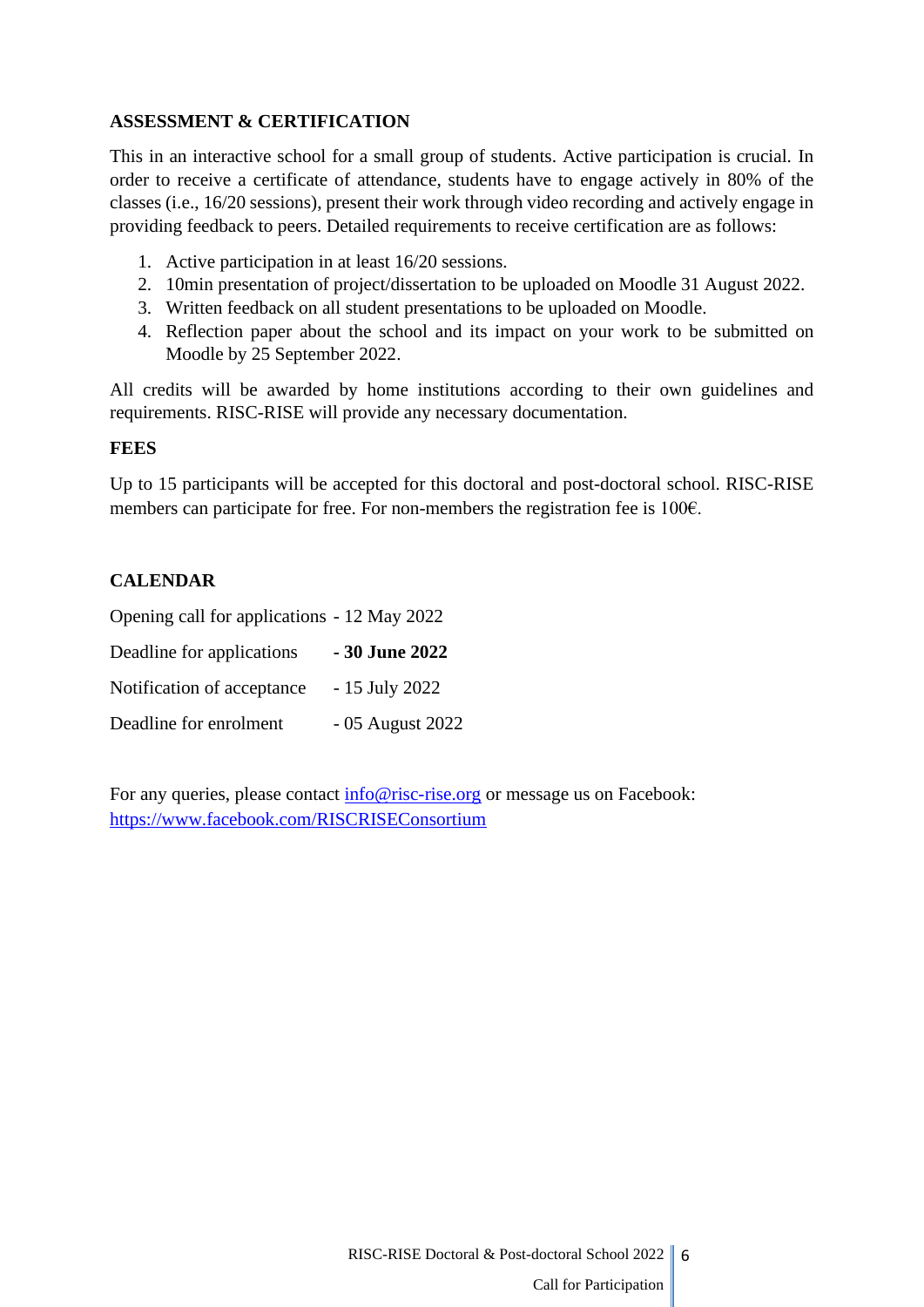## ASSESSMENT & CERTIFICATION

This in an interactive school for a small group of students. Active participation is crucial. In order to receive a certificate of attendance, students have to engage actively in 80% of the classes (i.e., 16/20 sessions), present their work through video recording and actively engage in providing feedback to peers. Detailed requirements to receive certification are as follows:

1. Active participation in at least 16/20 sessions.
2. 10min presentation of project/dissertation to be uploaded on Moodle 31 August 2022.
3. Written feedback on all student presentations to be uploaded on Moodle.
4. Reflection paper about the school and its impact on your work to be submitted on Moodle by 25 September 2022.

All credits will be awarded by home institutions according to their own guidelines and requirements. RISC-RISE will provide any necessary documentation.

## FEES

Up to 15 participants will be accepted for this doctoral and post-doctoral school. RISC-RISE members can participate for free. For non-members the registration fee is 100€.

## CALENDAR

| | |
|---|---|
| Opening call for applications | - 12 May 2022 |
| Deadline for applications | **- 30 June 2022** |
| Notification of acceptance | - 15 July 2022 |
| Deadline for enrolment | - 05 August 2022 |

For any queries, please contact info@risc-rise.org or message us on Facebook: https://www.facebook.com/RISCRISEConsortium